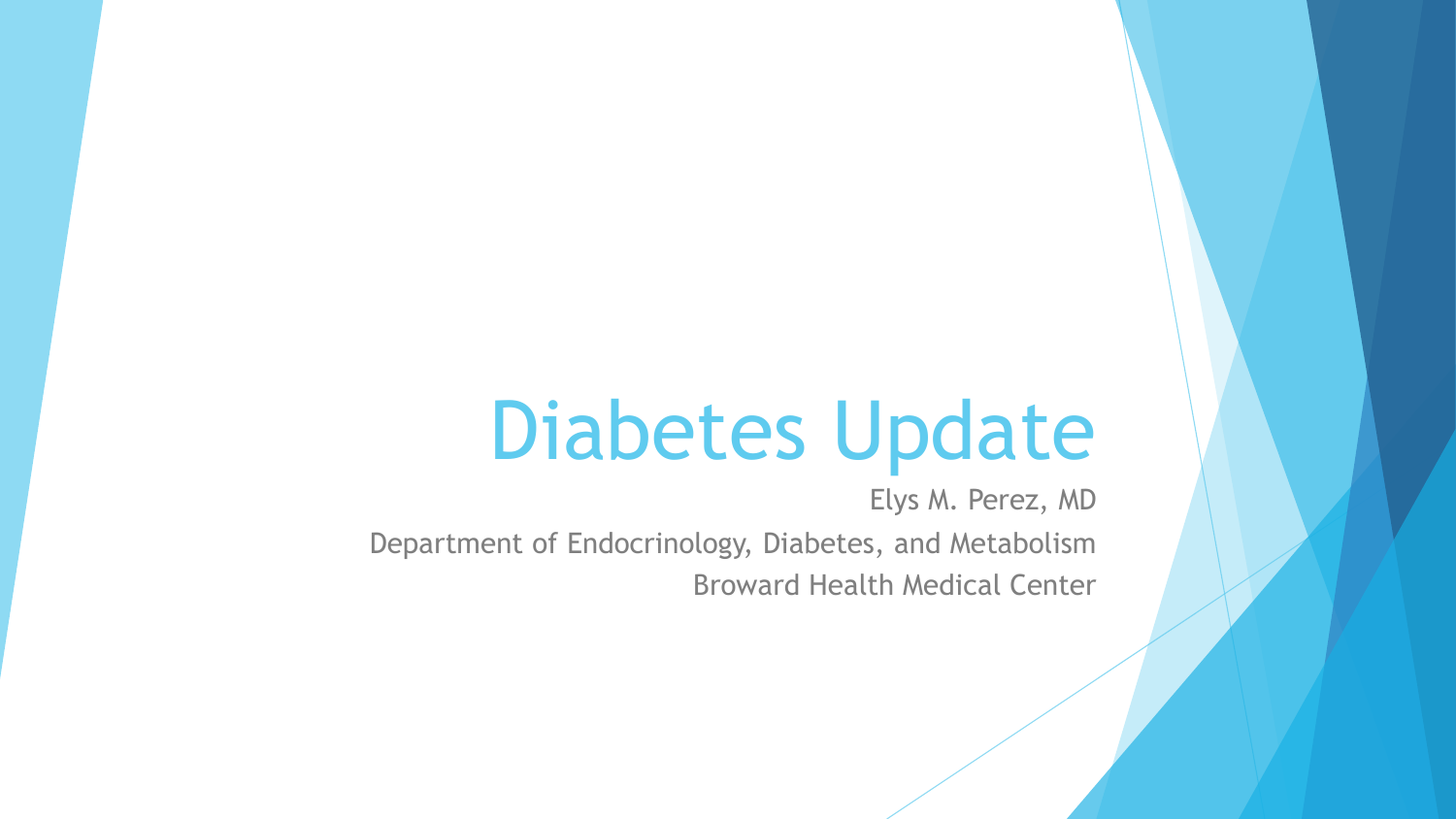# Diabetes Update

Elys M. Perez, MD

Department of Endocrinology, Diabetes, and Metabolism

Broward Health Medical Center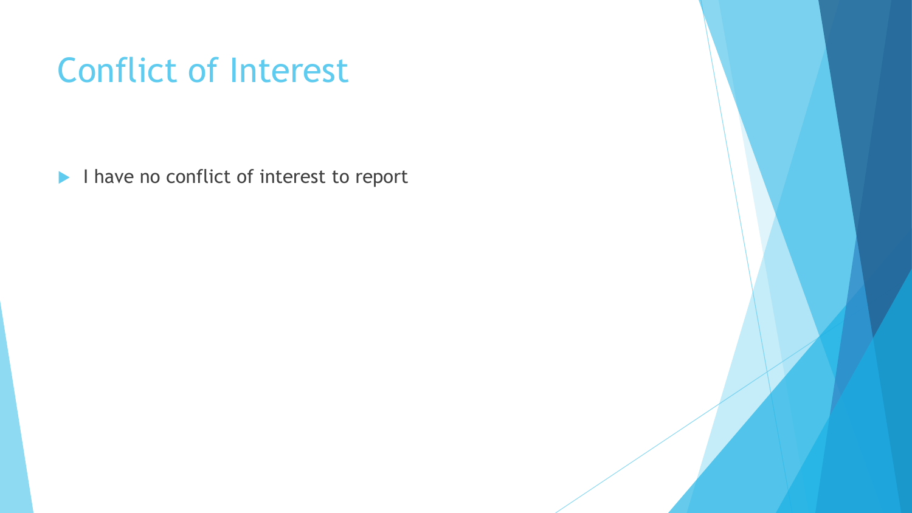# Conflict of Interest

- I have no conflict of interest to report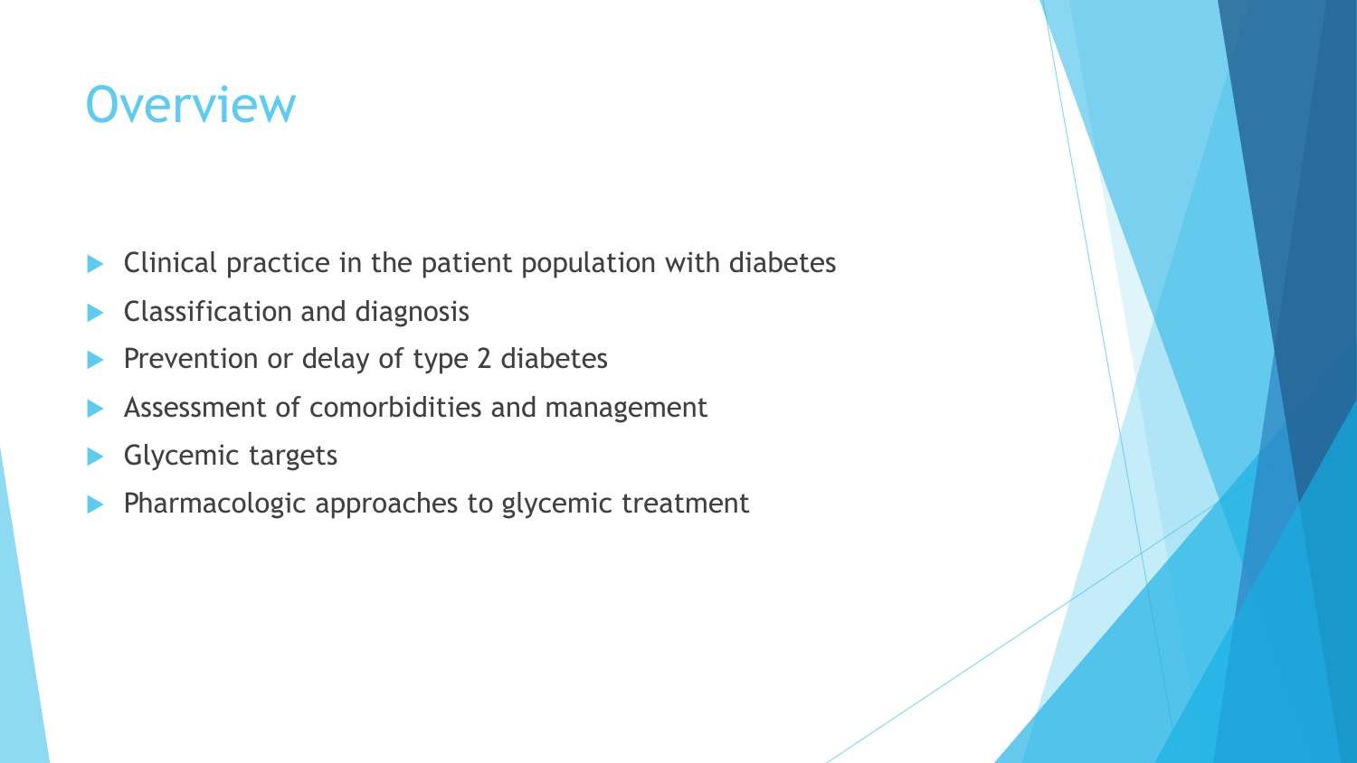# Overview

- Clinical practice in the patient population with diabetes
- Classification and diagnosis
- Prevention or delay of type 2 diabetes
- Assessment of comorbidities and management
- Glycemic targets
- Pharmacologic approaches to glycemic treatment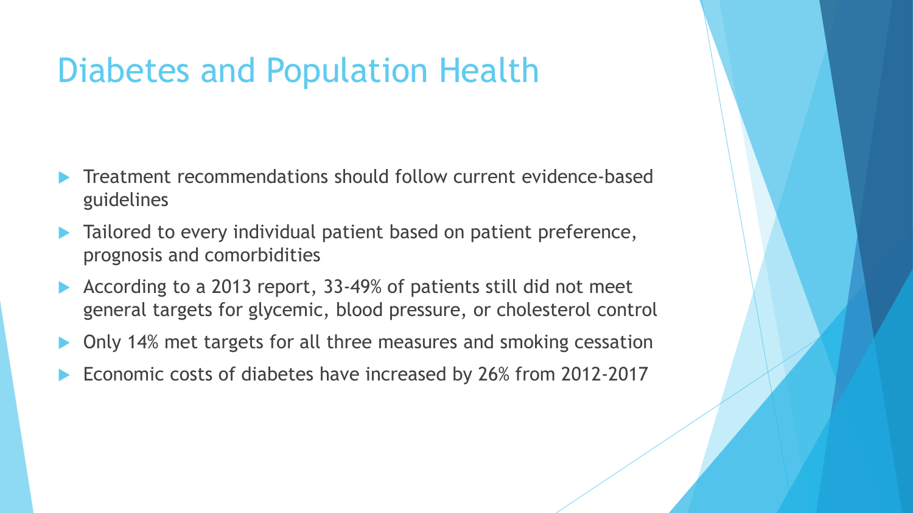# Diabetes and Population Health

- Treatment recommendations should follow current evidence-based guidelines
- Tailored to every individual patient based on patient preference, prognosis and comorbidities
- According to a 2013 report, 33-49% of patients still did not meet general targets for glycemic, blood pressure, or cholesterol control
- Only 14% met targets for all three measures and smoking cessation
- Economic costs of diabetes have increased by 26% from 2012-2017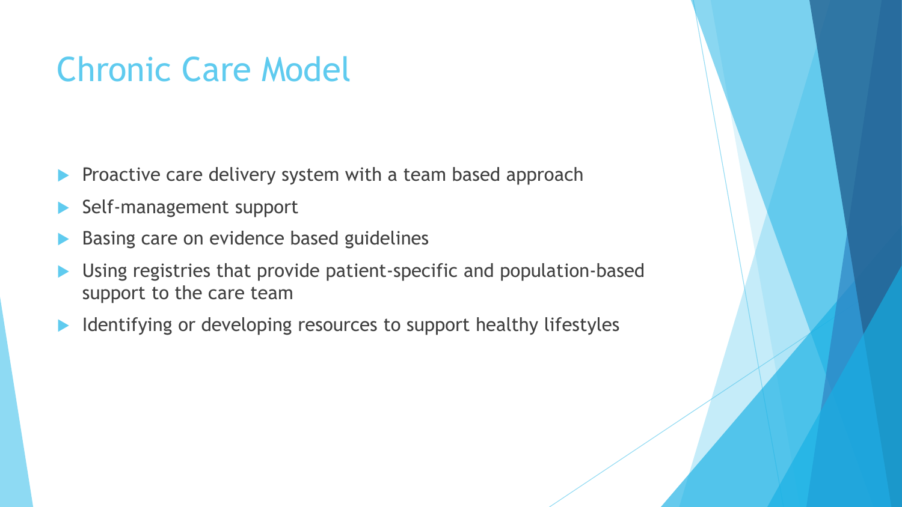# Chronic Care Model

- Proactive care delivery system with a team based approach
- Self-management support
- Basing care on evidence based guidelines
- Using registries that provide patient-specific and population-based support to the care team
- Identifying or developing resources to support healthy lifestyles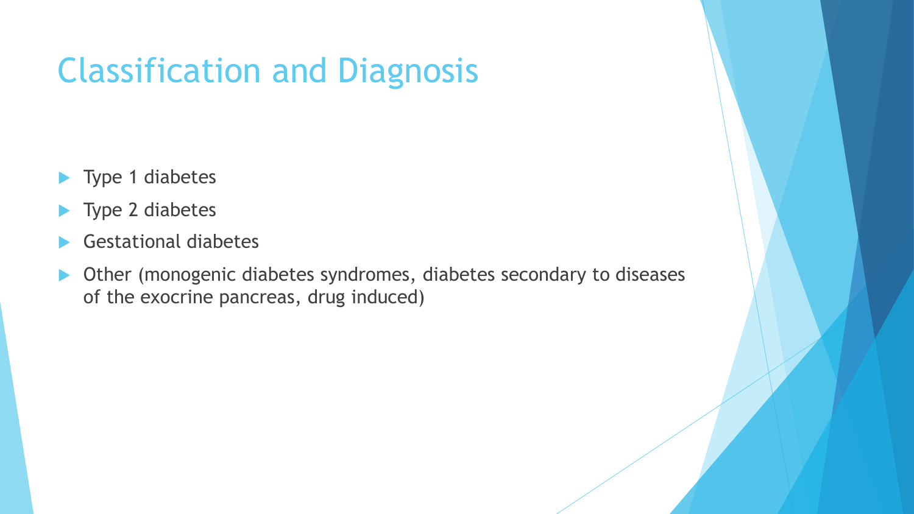# Classification and Diagnosis

- Type 1 diabetes
- Type 2 diabetes
- Gestational diabetes
- Other (monogenic diabetes syndromes, diabetes secondary to diseases of the exocrine pancreas, drug induced)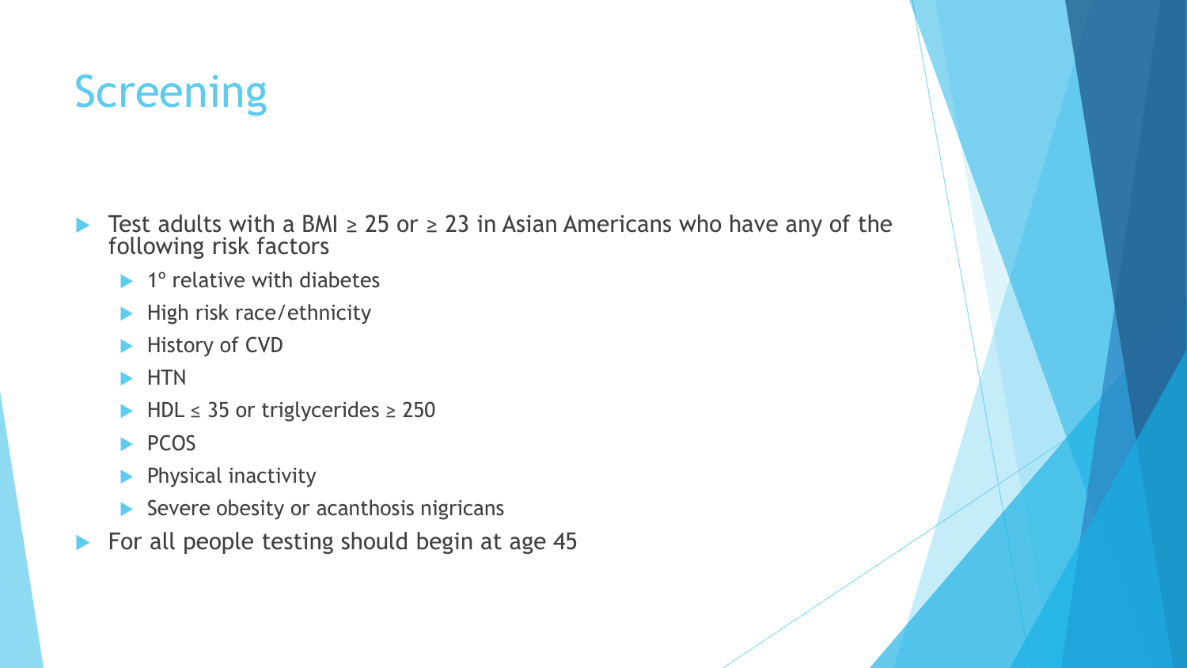# Screening

- Test adults with a BMI ≥ 25 or ≥ 23 in Asian Americans who have any of the following risk factors
  - 1º relative with diabetes
  - High risk race/ethnicity
  - History of CVD
  - HTN
  - HDL ≤ 35 or triglycerides ≥ 250
  - PCOS
  - Physical inactivity
  - Severe obesity or acanthosis nigricans
- For all people testing should begin at age 45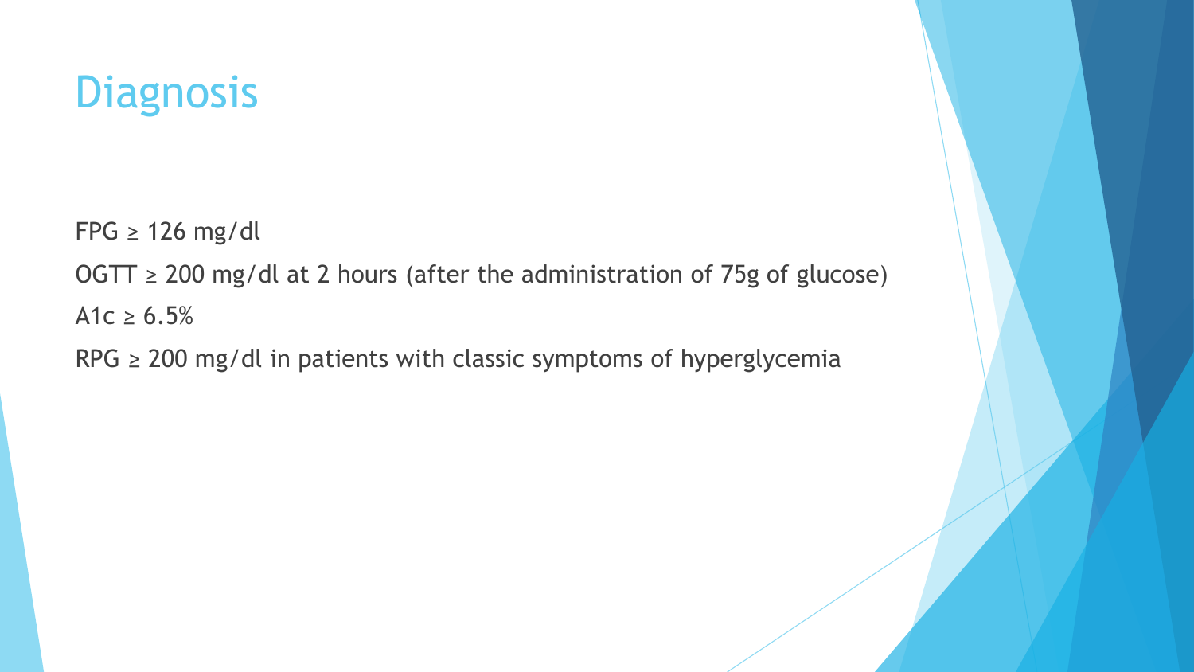# Diagnosis

FPG ≥ 126 mg/dl

OGTT ≥ 200 mg/dl at 2 hours (after the administration of 75g of glucose)

A1c ≥ 6.5%

RPG ≥ 200 mg/dl in patients with classic symptoms of hyperglycemia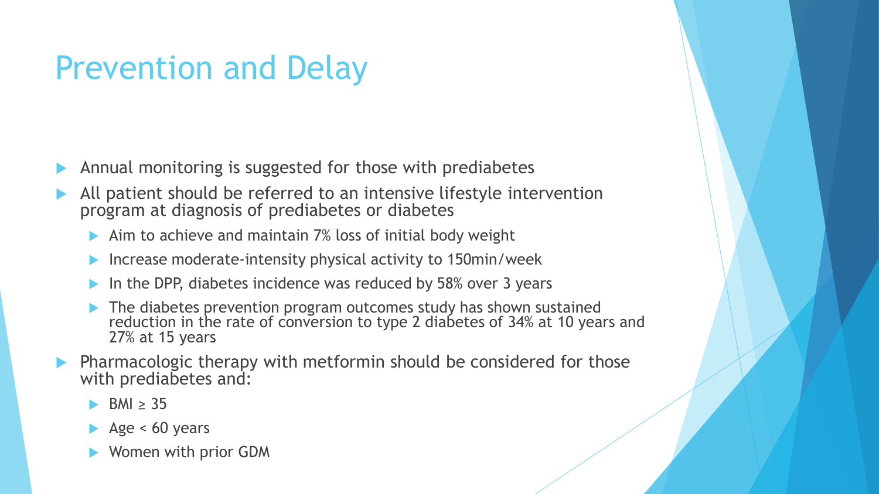# Prevention and Delay

- Annual monitoring is suggested for those with prediabetes
- All patient should be referred to an intensive lifestyle intervention program at diagnosis of prediabetes or diabetes
  - Aim to achieve and maintain 7% loss of initial body weight
  - Increase moderate-intensity physical activity to 150min/week
  - In the DPP, diabetes incidence was reduced by 58% over 3 years
  - The diabetes prevention program outcomes study has shown sustained reduction in the rate of conversion to type 2 diabetes of 34% at 10 years and 27% at 15 years
- Pharmacologic therapy with metformin should be considered for those with prediabetes and:
  - BMI ≥ 35
  - Age < 60 years
  - Women with prior GDM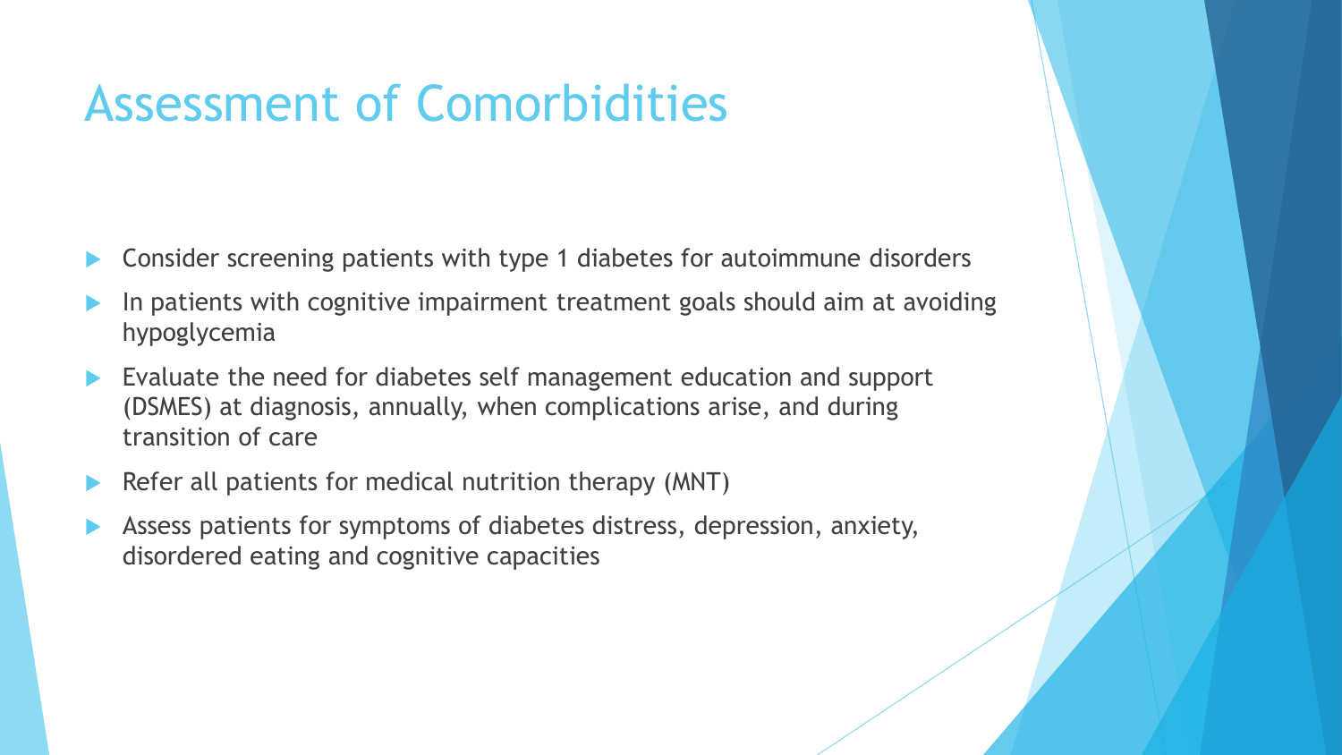# Assessment of Comorbidities

- Consider screening patients with type 1 diabetes for autoimmune disorders
- In patients with cognitive impairment treatment goals should aim at avoiding hypoglycemia
- Evaluate the need for diabetes self management education and support (DSMES) at diagnosis, annually, when complications arise, and during transition of care
- Refer all patients for medical nutrition therapy (MNT)
- Assess patients for symptoms of diabetes distress, depression, anxiety, disordered eating and cognitive capacities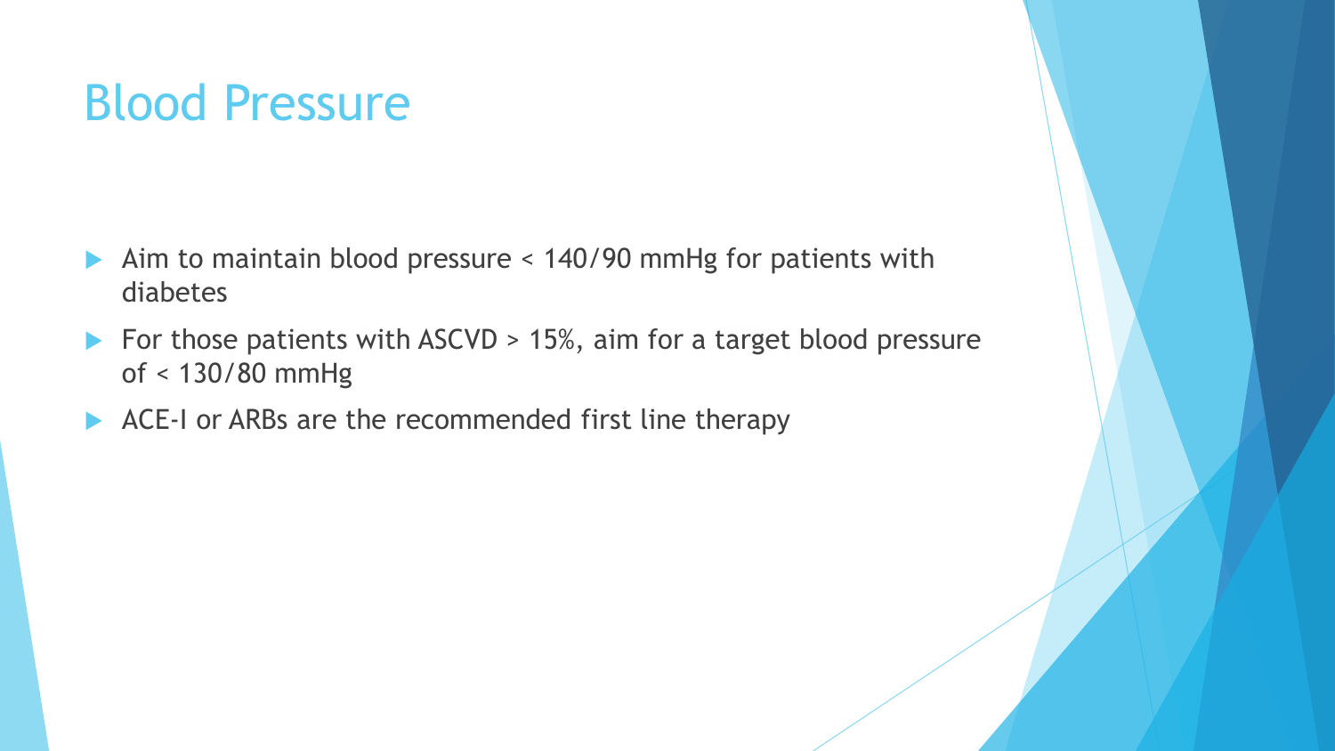# Blood Pressure

- Aim to maintain blood pressure < 140/90 mmHg for patients with diabetes
- For those patients with ASCVD > 15%, aim for a target blood pressure of < 130/80 mmHg
- ACE-I or ARBs are the recommended first line therapy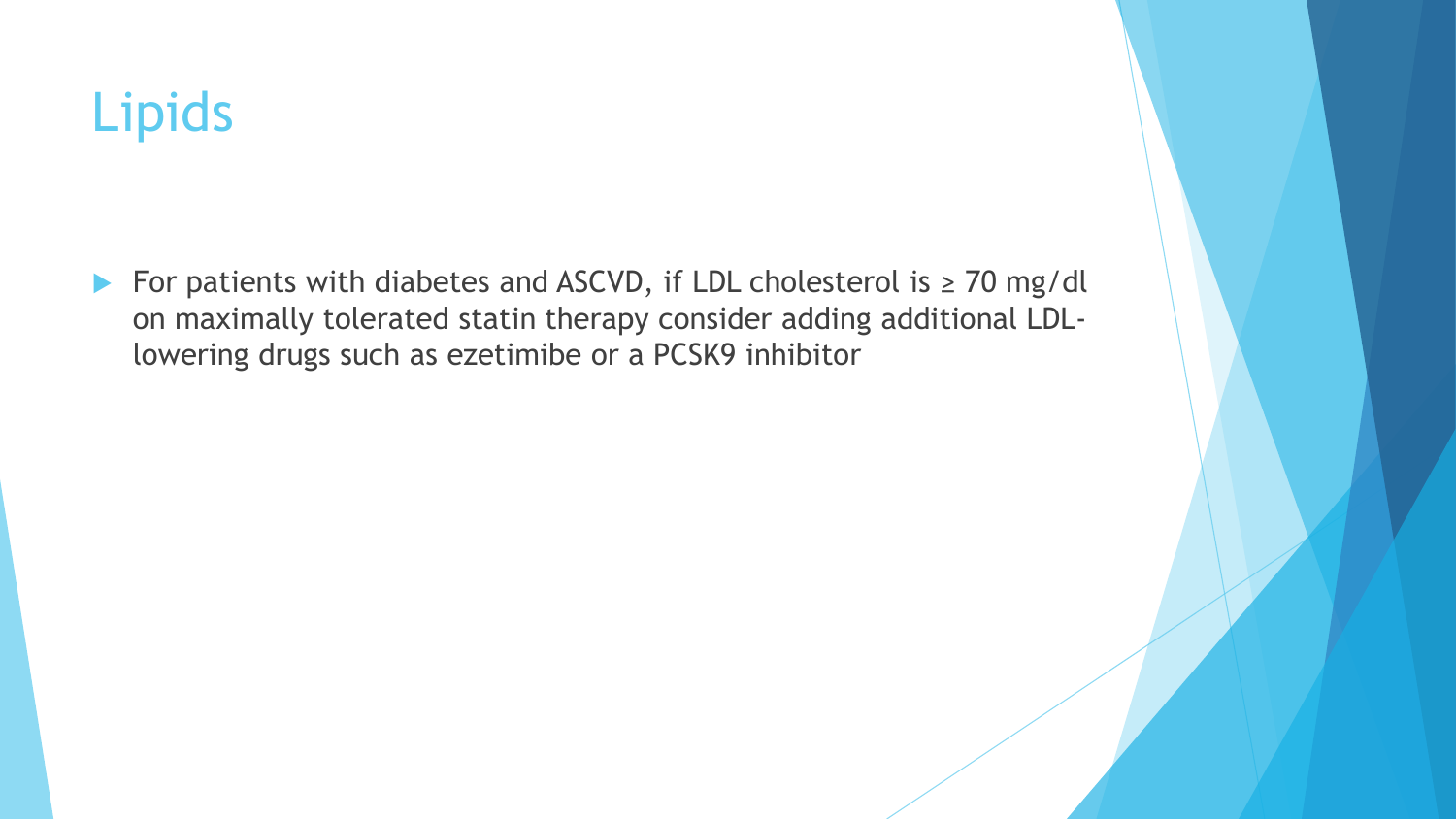# Lipids

- For patients with diabetes and ASCVD, if LDL cholesterol is ≥ 70 mg/dl on maximally tolerated statin therapy consider adding additional LDL-lowering drugs such as ezetimibe or a PCSK9 inhibitor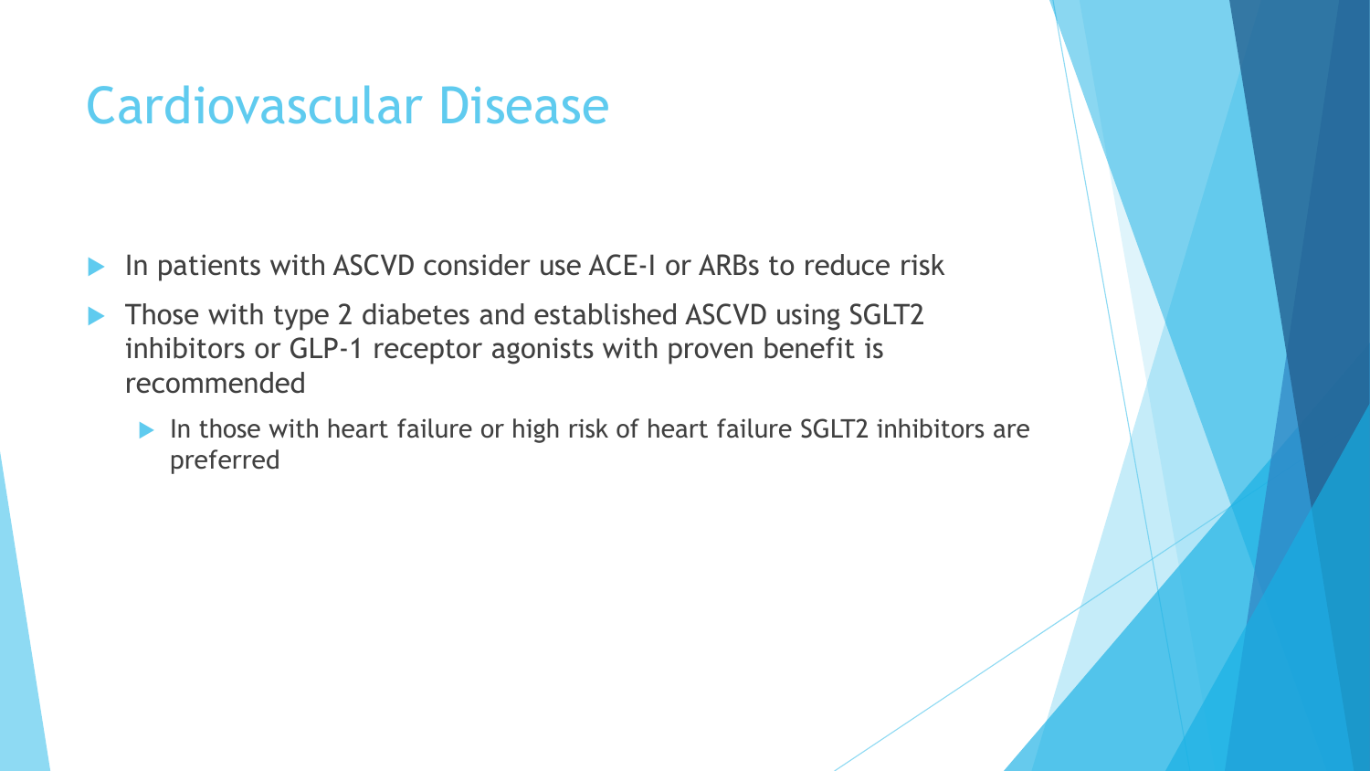# Cardiovascular Disease

- In patients with ASCVD consider use ACE-I or ARBs to reduce risk
- Those with type 2 diabetes and established ASCVD using SGLT2 inhibitors or GLP-1 receptor agonists with proven benefit is recommended
  - In those with heart failure or high risk of heart failure SGLT2 inhibitors are preferred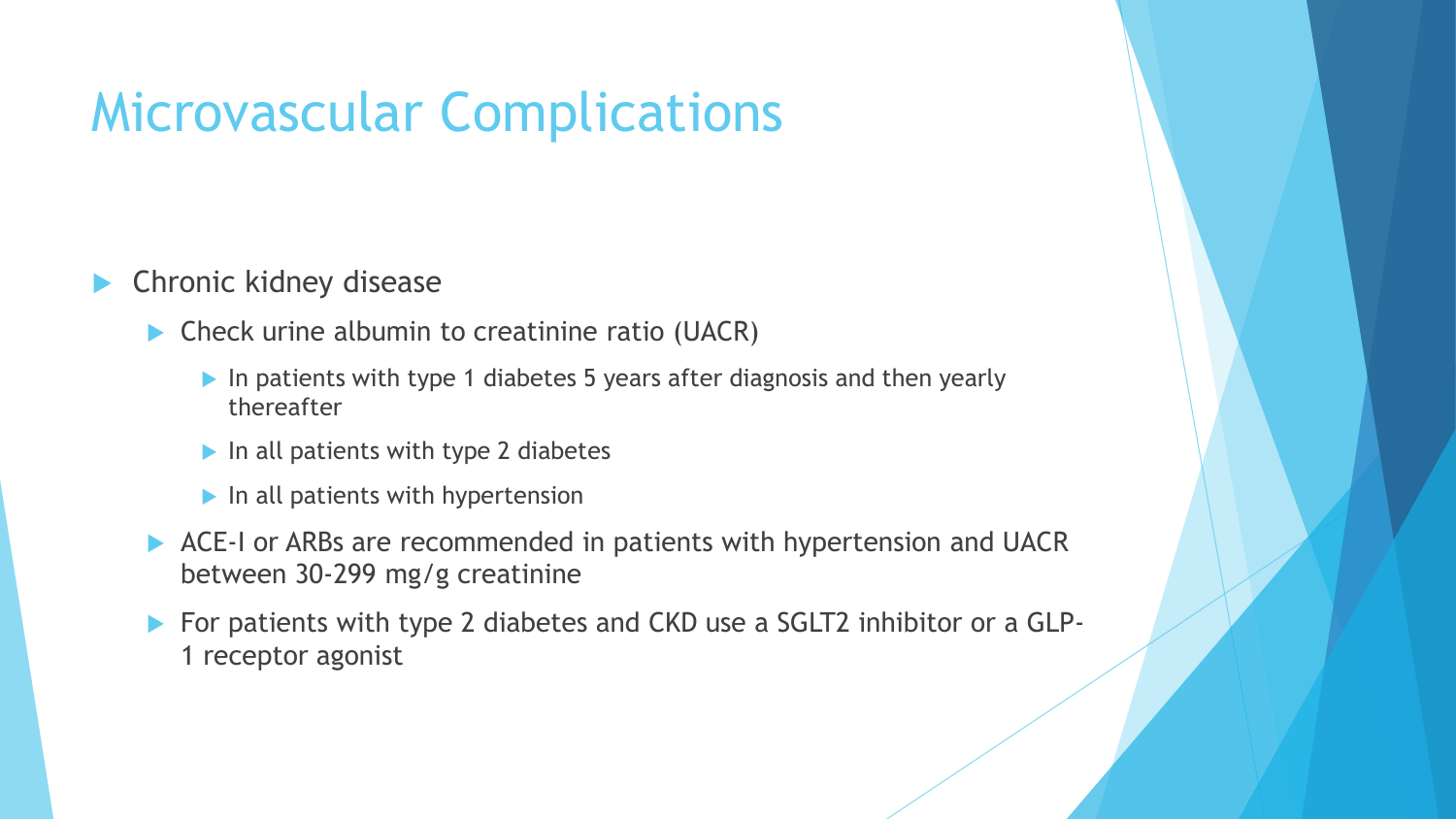# Microvascular Complications

- Chronic kidney disease
  - Check urine albumin to creatinine ratio (UACR)
    - In patients with type 1 diabetes 5 years after diagnosis and then yearly thereafter
    - In all patients with type 2 diabetes
    - In all patients with hypertension
  - ACE-I or ARBs are recommended in patients with hypertension and UACR between 30-299 mg/g creatinine
  - For patients with type 2 diabetes and CKD use a SGLT2 inhibitor or a GLP-1 receptor agonist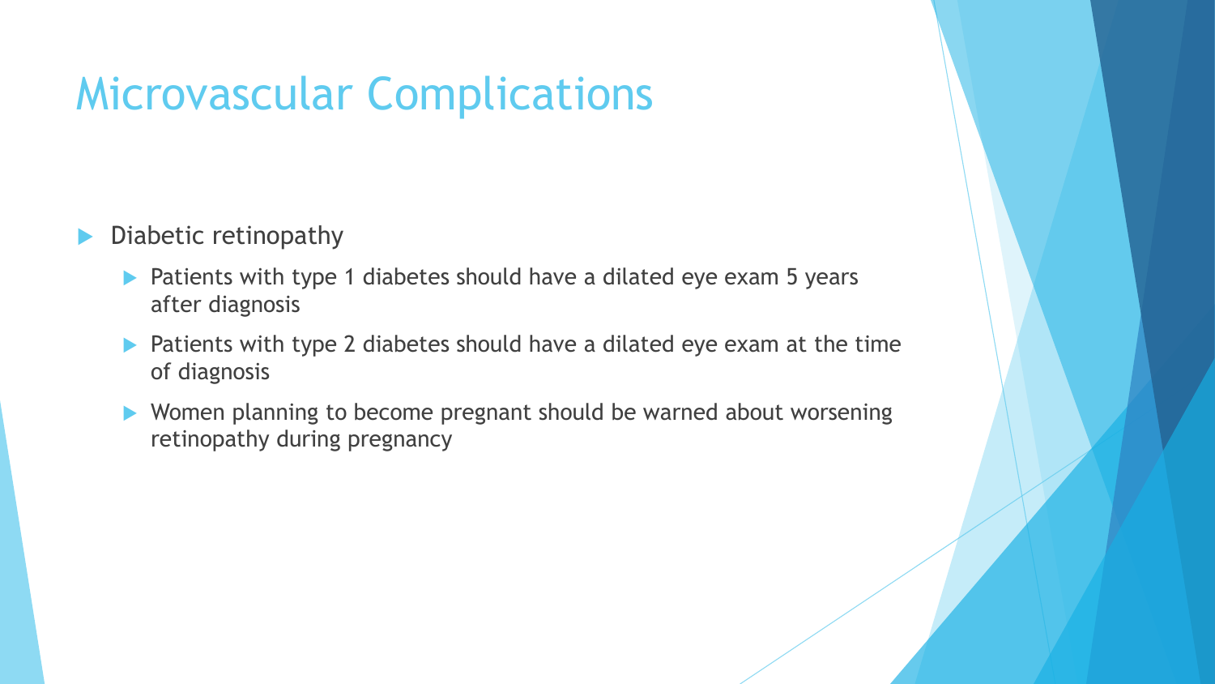# Microvascular Complications

- Diabetic retinopathy
  - Patients with type 1 diabetes should have a dilated eye exam 5 years after diagnosis
  - Patients with type 2 diabetes should have a dilated eye exam at the time of diagnosis
  - Women planning to become pregnant should be warned about worsening retinopathy during pregnancy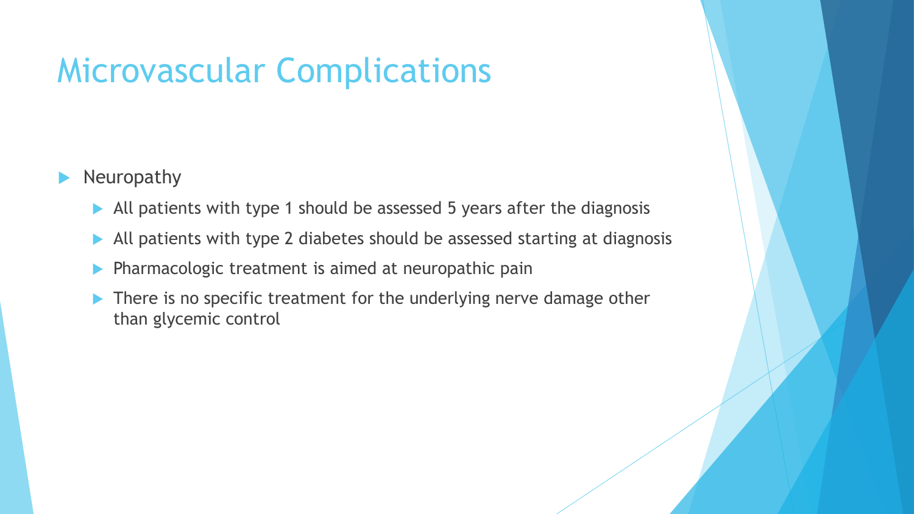# Microvascular Complications

- Neuropathy
  - All patients with type 1 should be assessed 5 years after the diagnosis
  - All patients with type 2 diabetes should be assessed starting at diagnosis
  - Pharmacologic treatment is aimed at neuropathic pain
  - There is no specific treatment for the underlying nerve damage other than glycemic control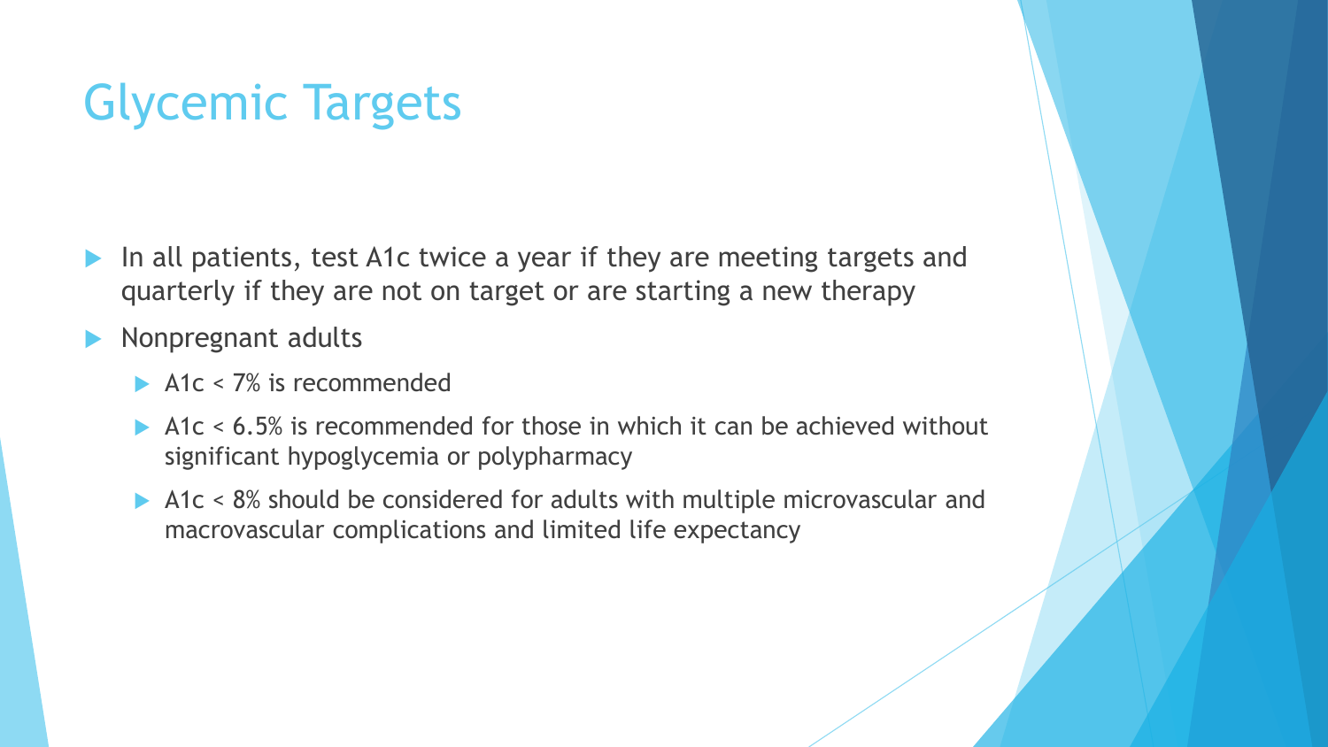# Glycemic Targets

- In all patients, test A1c twice a year if they are meeting targets and quarterly if they are not on target or are starting a new therapy
- Nonpregnant adults
  - A1c < 7% is recommended
  - A1c < 6.5% is recommended for those in which it can be achieved without significant hypoglycemia or polypharmacy
  - A1c < 8% should be considered for adults with multiple microvascular and macrovascular complications and limited life expectancy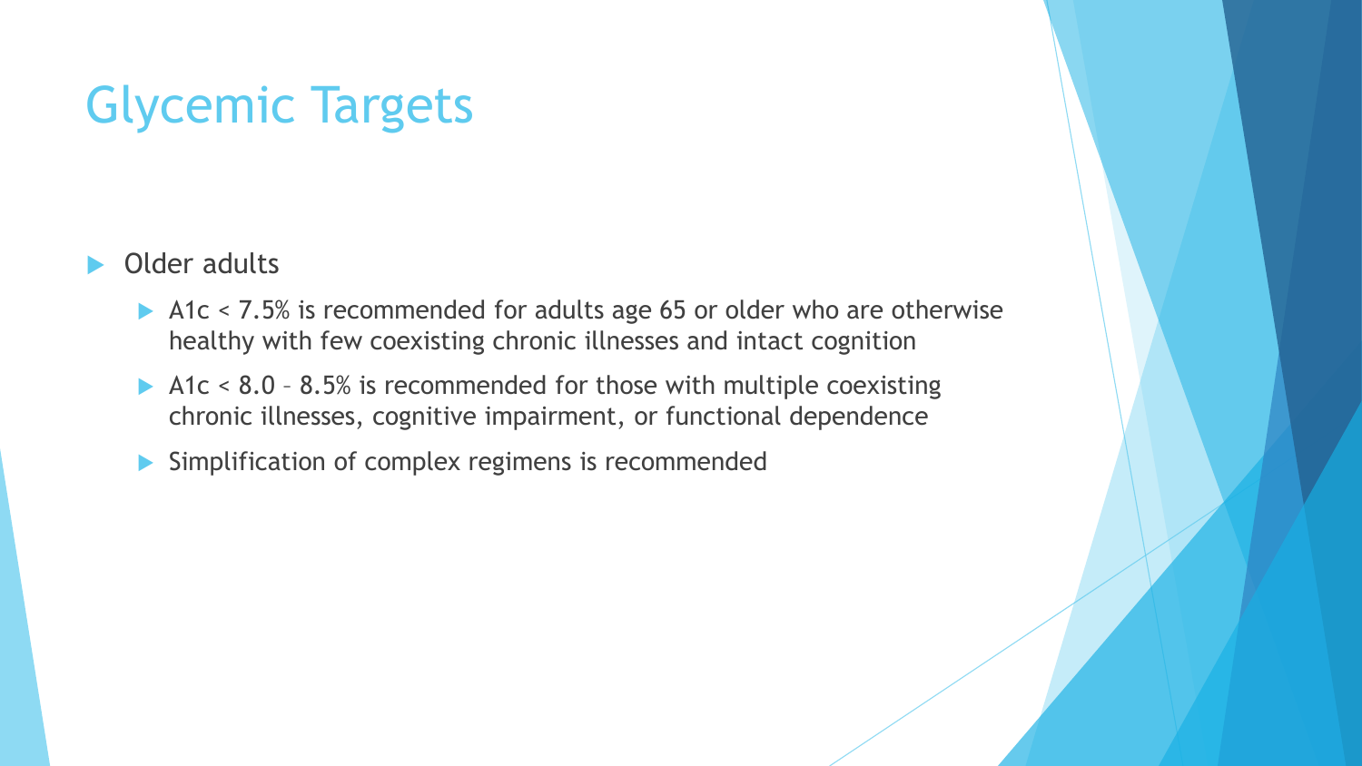# Glycemic Targets

- Older adults
  - A1c < 7.5% is recommended for adults age 65 or older who are otherwise healthy with few coexisting chronic illnesses and intact cognition
  - A1c < 8.0 – 8.5% is recommended for those with multiple coexisting chronic illnesses, cognitive impairment, or functional dependence
  - Simplification of complex regimens is recommended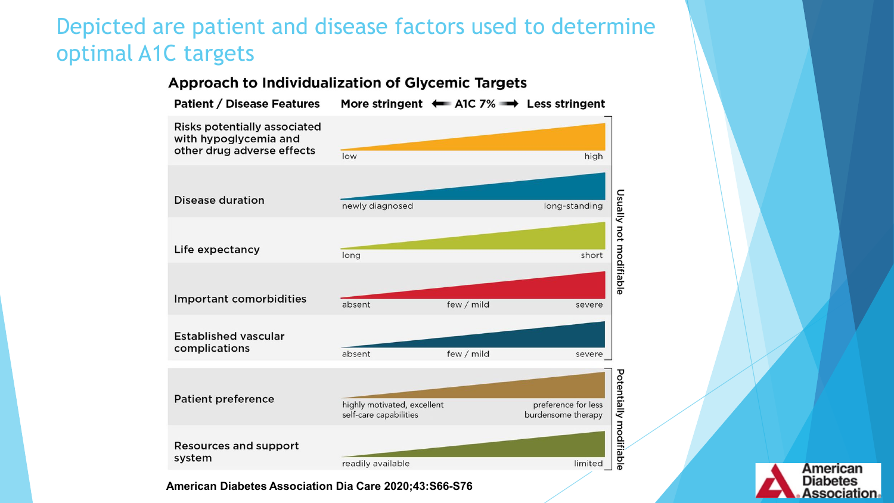# Depicted are patient and disease factors used to determine optimal A1C targets

## Approach to Individualization of Glycemic Targets

| Patient / Disease Features | More stringent ⟵ A1C 7% ⟶ Less stringent | |
|---|---|---|
| Risks potentially associated with hypoglycemia and other drug adverse effects | low → high | Usually not modifiable |
| Disease duration | newly diagnosed → long-standing | Usually not modifiable |
| Life expectancy | long → short | Usually not modifiable |
| Important comorbidities | absent → few / mild → severe | Usually not modifiable |
| Established vascular complications | absent → few / mild → severe | Usually not modifiable |
| Patient preference | highly motivated, excellent self-care capabilities → preference for less burdensome therapy | Potentially modifiable |
| Resources and support system | readily available → limited | Potentially modifiable |

American Diabetes Association Dia Care 2020;43:S66-S76

American Diabetes Association.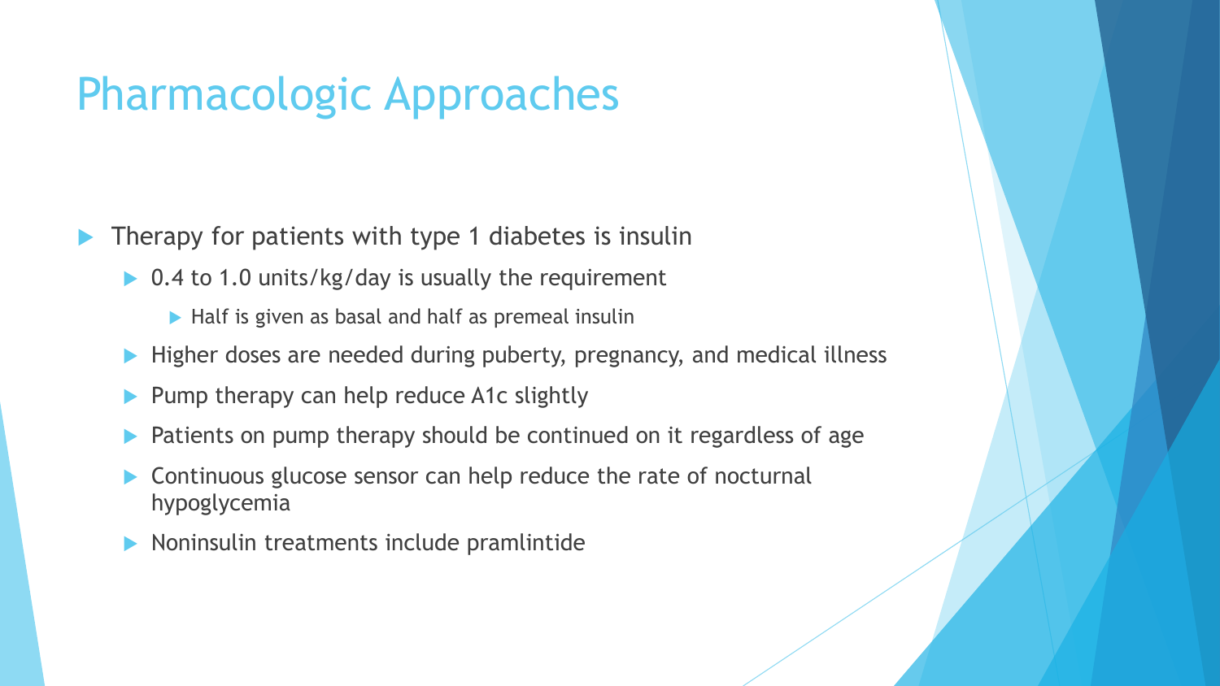# Pharmacologic Approaches

- Therapy for patients with type 1 diabetes is insulin
  - 0.4 to 1.0 units/kg/day is usually the requirement
    - Half is given as basal and half as premeal insulin
  - Higher doses are needed during puberty, pregnancy, and medical illness
  - Pump therapy can help reduce A1c slightly
  - Patients on pump therapy should be continued on it regardless of age
  - Continuous glucose sensor can help reduce the rate of nocturnal hypoglycemia
  - Noninsulin treatments include pramlintide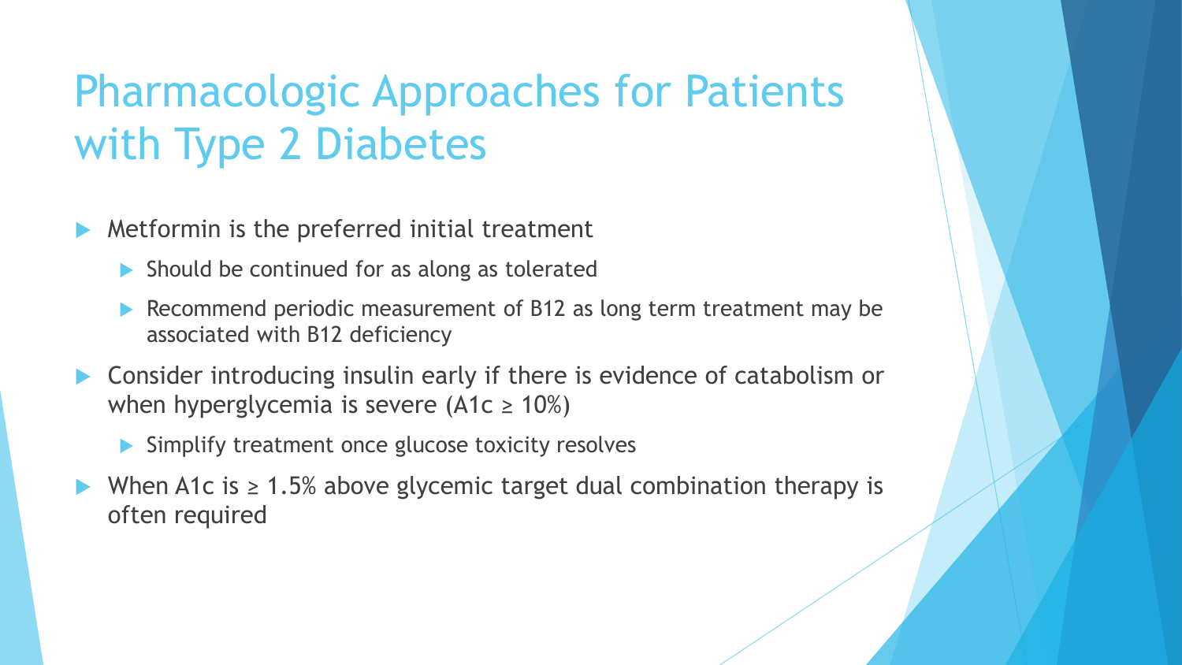# Pharmacologic Approaches for Patients with Type 2 Diabetes

- Metformin is the preferred initial treatment
  - Should be continued for as along as tolerated
  - Recommend periodic measurement of B12 as long term treatment may be associated with B12 deficiency
- Consider introducing insulin early if there is evidence of catabolism or when hyperglycemia is severe (A1c ≥ 10%)
  - Simplify treatment once glucose toxicity resolves
- When A1c is ≥ 1.5% above glycemic target dual combination therapy is often required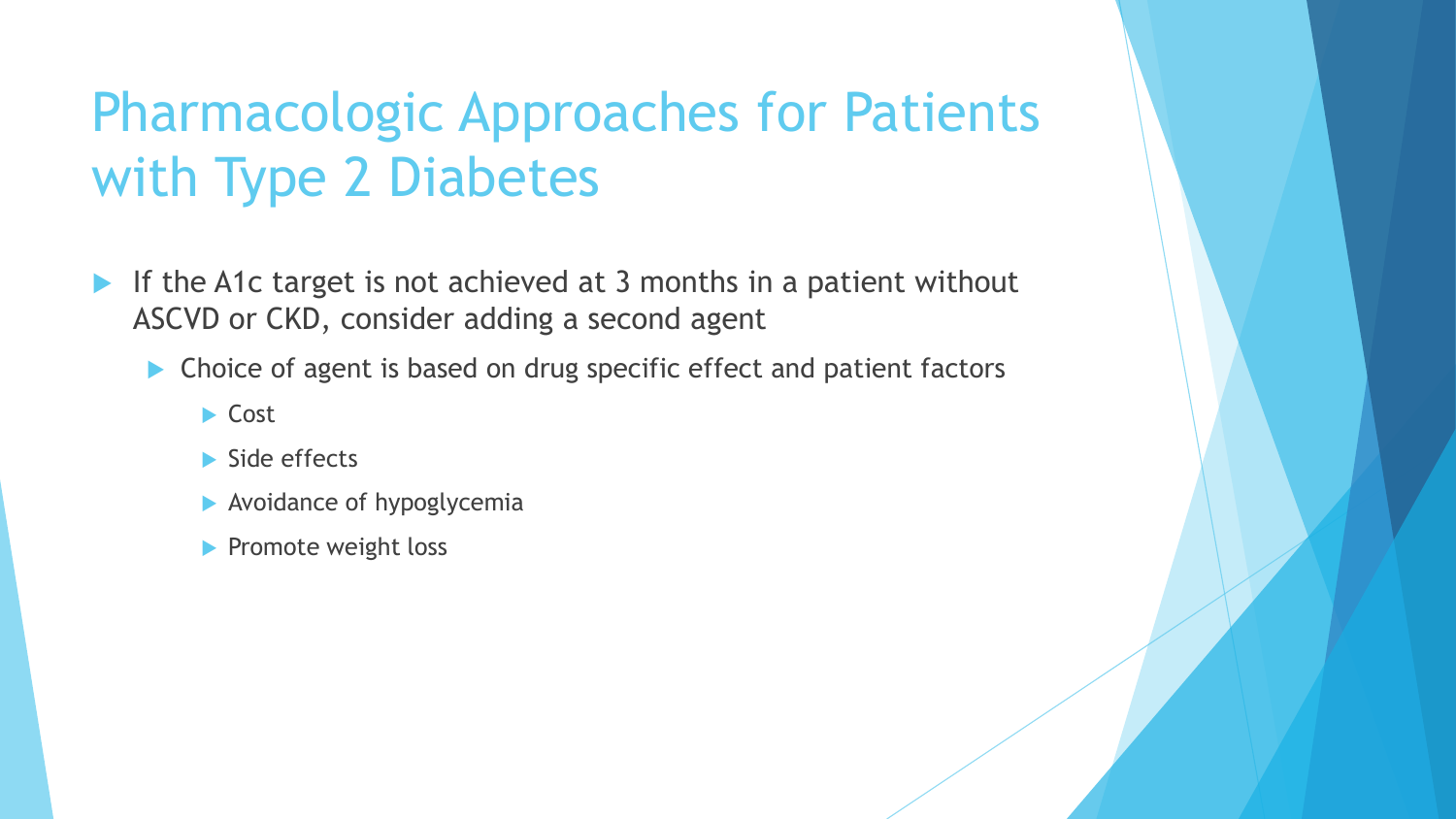# Pharmacologic Approaches for Patients with Type 2 Diabetes

- If the A1c target is not achieved at 3 months in a patient without ASCVD or CKD, consider adding a second agent
  - Choice of agent is based on drug specific effect and patient factors
    - Cost
    - Side effects
    - Avoidance of hypoglycemia
    - Promote weight loss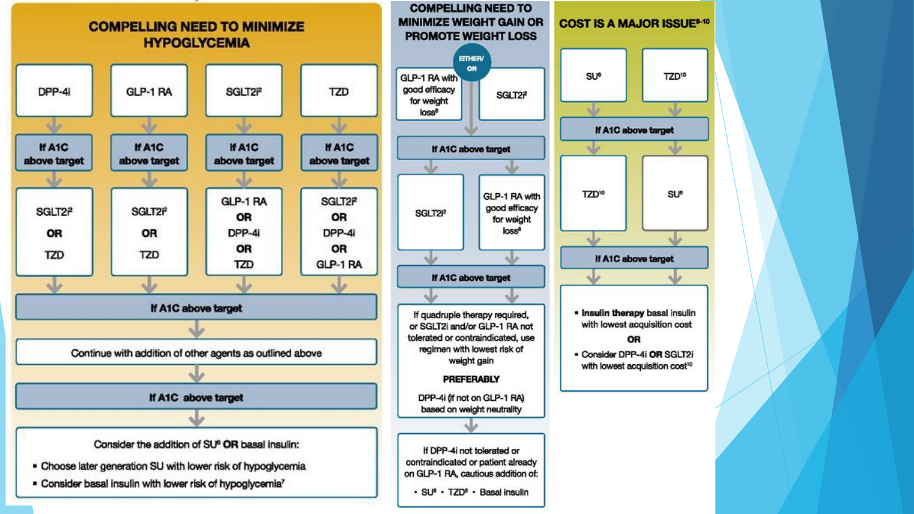## COMPELLING NEED TO MINIMIZE HYPOGLYCEMIA

| DPP-4i | GLP-1 RA | SGLT2i[2] | TZD |
|---|---|---|---|
| If A1C above target | If A1C above target | If A1C above target | If A1C above target |
| SGLT2i[2] OR TZD | SGLT2i[2] OR TZD | GLP-1 RA OR DPP-4i OR TZD | SGLT2i[2] OR DPP-4i OR GLP-1 RA |

If A1C above target

Continue with addition of other agents as outlined above

If A1C above target

Consider the addition of SU[6] **OR** basal insulin:

- Choose later generation SU with lower risk of hypoglycemia
- Consider basal insulin with lower risk of hypoglycemia[7]

## COMPELLING NEED TO MINIMIZE WEIGHT GAIN OR PROMOTE WEIGHT LOSS

EITHER/OR

| GLP-1 RA with good efficacy for weight loss[8] | SGLT2i[2] |
|---|---|

If A1C above target

| SGLT2i[2] | GLP-1 RA with good efficacy for weight loss[8] |
|---|---|

If A1C above target

If quadruple therapy required, or SGLT2i and/or GLP-1 RA not tolerated or contraindicated, use regimen with lowest risk of weight gain

**PREFERABLY**

DPP-4i (if not on GLP-1 RA) based on weight neutrality

If DPP-4i not tolerated or contraindicated or patient already on GLP-1 RA, cautious addition of:

- SU[6] • TZD[5] • Basal insulin

## COST IS A MAJOR ISSUE[9-10]

| SU[6] | TZD[10] |
|---|---|

If A1C above target

| TZD[10] | SU[6] |
|---|---|

If A1C above target

- **Insulin therapy** basal insulin with lowest acquisition cost

**OR**

- Consider DPP-4i **OR** SGLT2i with lowest acquisition cost[10]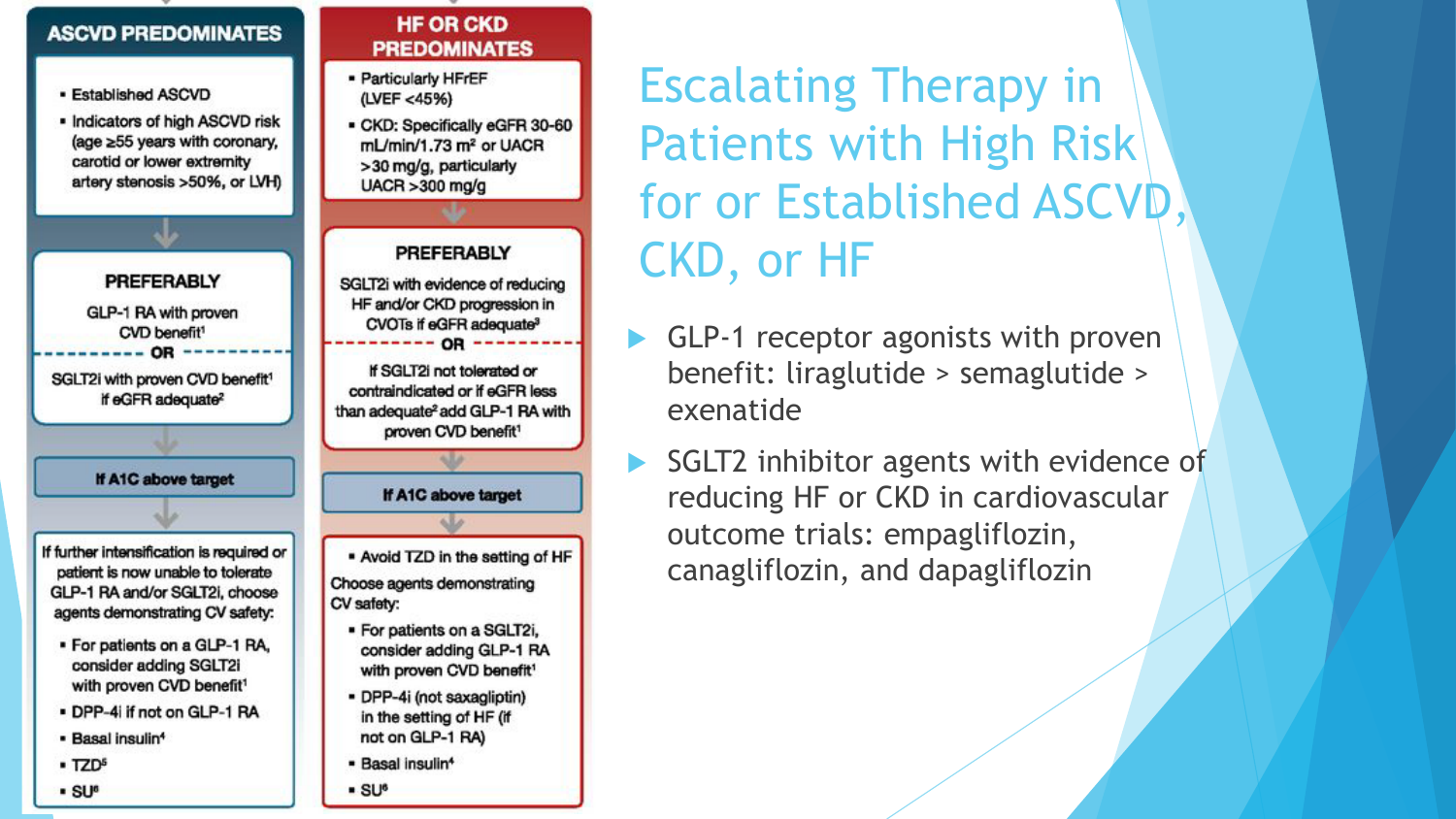## ASCVD PREDOMINATES

- Established ASCVD
- Indicators of high ASCVD risk (age ≥55 years with coronary, carotid or lower extremity artery stenosis >50%, or LVH)

↓

**PREFERABLY**

GLP-1 RA with proven CVD benefit[1]

**OR**

SGLT2i with proven CVD benefit[1] if eGFR adequate[2]

↓

**If A1C above target**

↓

If further intensification is required or patient is now unable to tolerate GLP-1 RA and/or SGLT2i, choose agents demonstrating CV safety:

- For patients on a GLP-1 RA, consider adding SGLT2i with proven CVD benefit[1]
- DPP-4i if not on GLP-1 RA
- Basal insulin[4]
- TZD[5]
- SU[6]

## HF OR CKD PREDOMINATES

- Particularly HFrEF (LVEF <45%)
- CKD: Specifically eGFR 30-60 mL/min/1.73 m² or UACR >30 mg/g, particularly UACR >300 mg/g

↓

**PREFERABLY**

SGLT2i with evidence of reducing HF and/or CKD progression in CVOTs if eGFR adequate[3]

**OR**

If SGLT2i not tolerated or contraindicated or if eGFR less than adequate[2] add GLP-1 RA with proven CVD benefit[1]

↓

**If A1C above target**

↓

- Avoid TZD in the setting of HF

Choose agents demonstrating CV safety:

- For patients on a SGLT2i, consider adding GLP-1 RA with proven CVD benefit[1]
- DPP-4i (not saxagliptin) in the setting of HF (if not on GLP-1 RA)
- Basal insulin[4]
- SU[6]

# Escalating Therapy in Patients with High Risk for or Established ASCVD, CKD, or HF

- GLP-1 receptor agonists with proven benefit: liraglutide > semaglutide > exenatide
- SGLT2 inhibitor agents with evidence of reducing HF or CKD in cardiovascular outcome trials: empagliflozin, canagliflozin, and dapagliflozin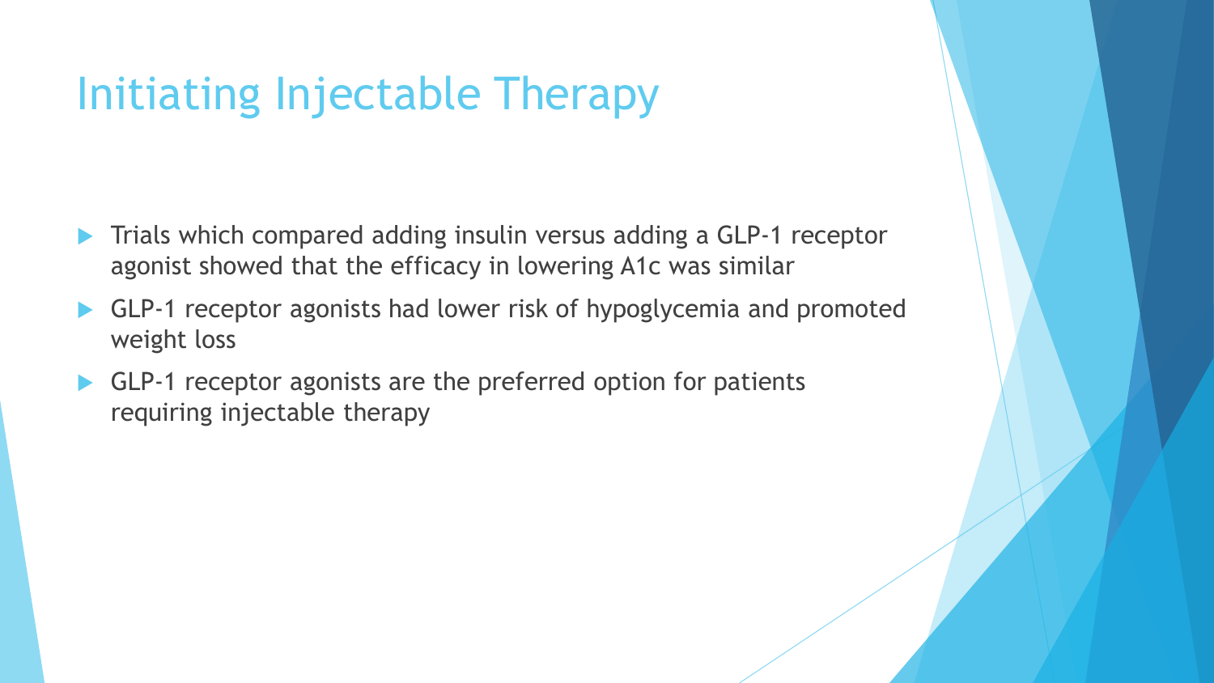# Initiating Injectable Therapy

- Trials which compared adding insulin versus adding a GLP-1 receptor agonist showed that the efficacy in lowering A1c was similar
- GLP-1 receptor agonists had lower risk of hypoglycemia and promoted weight loss
- GLP-1 receptor agonists are the preferred option for patients requiring injectable therapy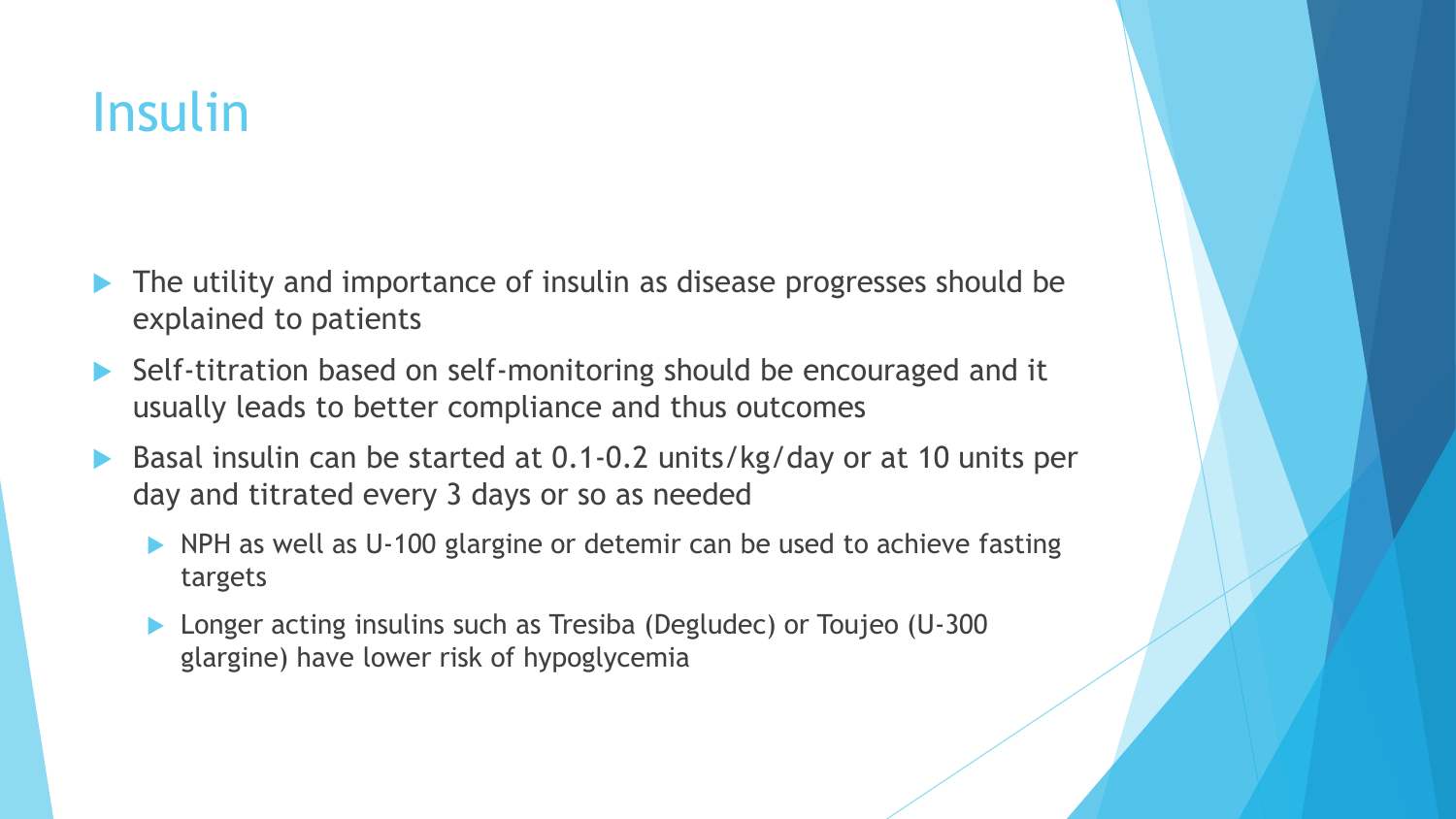# Insulin

- The utility and importance of insulin as disease progresses should be explained to patients
- Self-titration based on self-monitoring should be encouraged and it usually leads to better compliance and thus outcomes
- Basal insulin can be started at 0.1-0.2 units/kg/day or at 10 units per day and titrated every 3 days or so as needed
  - NPH as well as U-100 glargine or detemir can be used to achieve fasting targets
  - Longer acting insulins such as Tresiba (Degludec) or Toujeo (U-300 glargine) have lower risk of hypoglycemia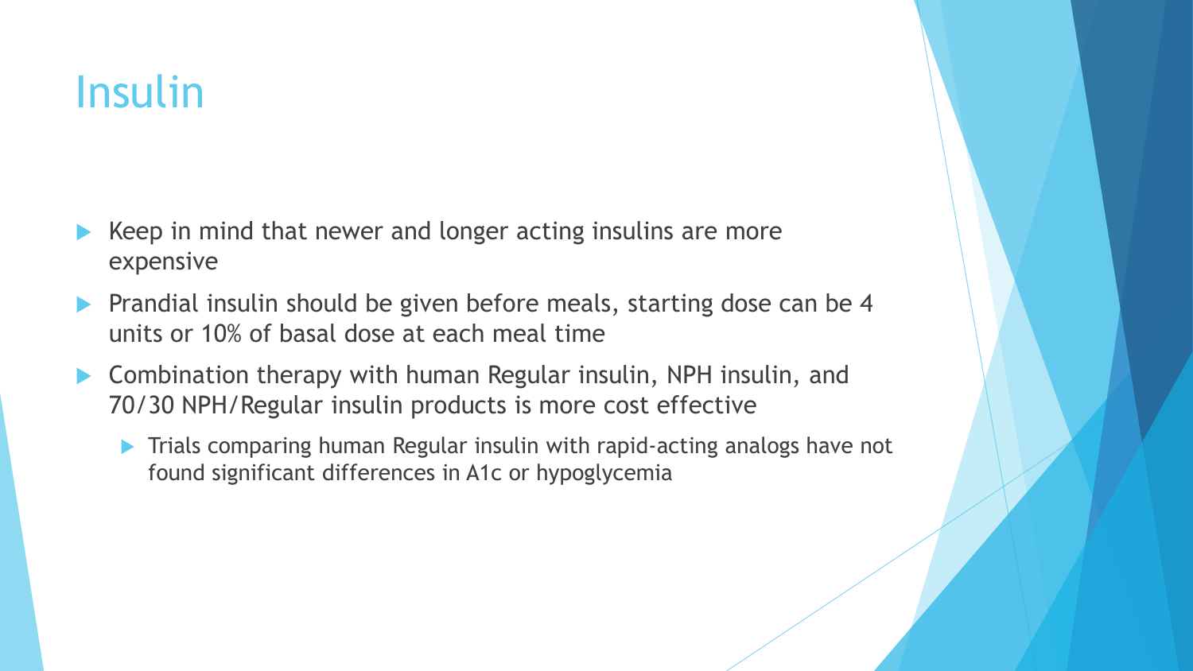# Insulin

- Keep in mind that newer and longer acting insulins are more expensive
- Prandial insulin should be given before meals, starting dose can be 4 units or 10% of basal dose at each meal time
- Combination therapy with human Regular insulin, NPH insulin, and 70/30 NPH/Regular insulin products is more cost effective
  - Trials comparing human Regular insulin with rapid-acting analogs have not found significant differences in A1c or hypoglycemia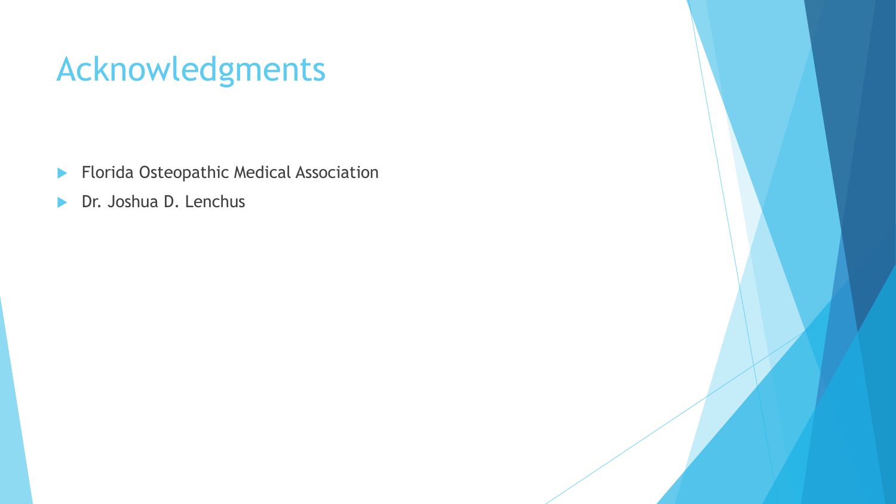# Acknowledgments

- Florida Osteopathic Medical Association
- Dr. Joshua D. Lenchus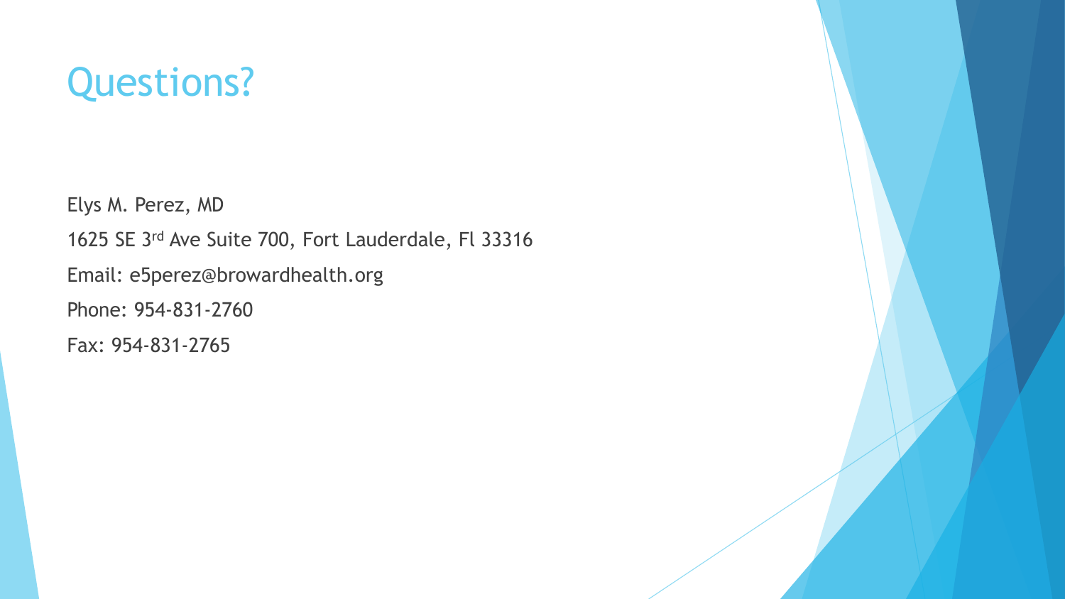# Questions?

Elys M. Perez, MD

1625 SE 3rd Ave Suite 700, Fort Lauderdale, Fl 33316

Email: e5perez@browardhealth.org

Phone: 954-831-2760

Fax: 954-831-2765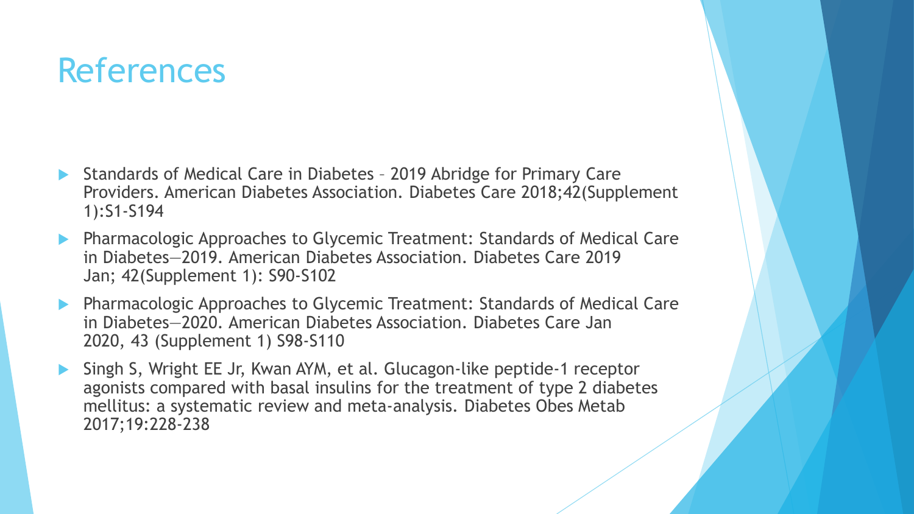# References

- Standards of Medical Care in Diabetes – 2019 Abridge for Primary Care Providers. American Diabetes Association. Diabetes Care 2018;42(Supplement 1):S1-S194
- Pharmacologic Approaches to Glycemic Treatment: Standards of Medical Care in Diabetes—2019. American Diabetes Association. Diabetes Care 2019 Jan; 42(Supplement 1): S90-S102
- Pharmacologic Approaches to Glycemic Treatment: Standards of Medical Care in Diabetes—2020. American Diabetes Association. Diabetes Care Jan 2020, 43 (Supplement 1) S98-S110
- Singh S, Wright EE Jr, Kwan AYM, et al. Glucagon-like peptide-1 receptor agonists compared with basal insulins for the treatment of type 2 diabetes mellitus: a systematic review and meta-analysis. Diabetes Obes Metab 2017;19:228-238